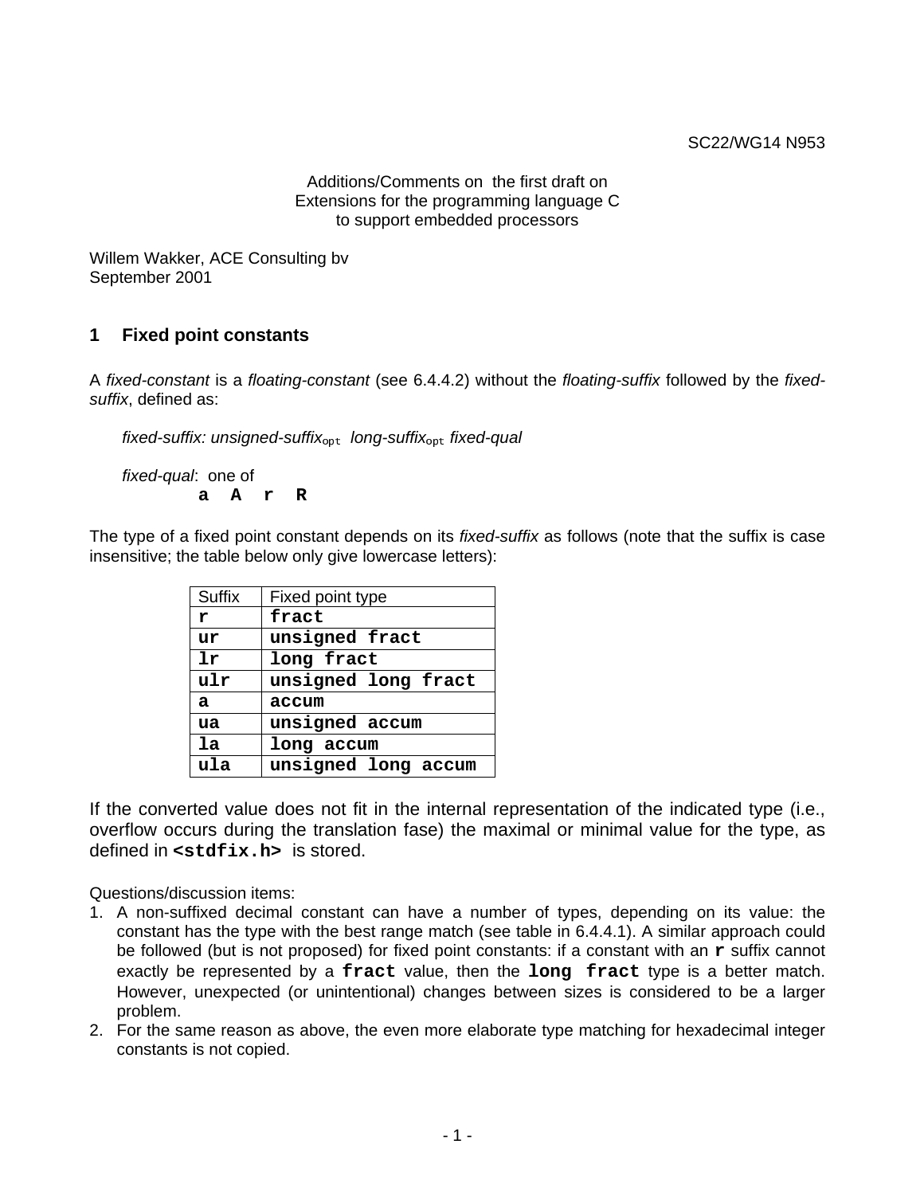SC22/WG14 N953

Additions/Comments on the first draft on
Extensions for the programming language C
to support embedded processors

Willem Wakker, ACE Consulting bv
September 2001

## 1 Fixed point constants

A *fixed-constant* is a *floating-constant* (see 6.4.4.2) without the *floating-suffix* followed by the *fixed-suffix*, defined as:

*fixed-suffix: unsigned-suffix*$_{\mathrm{opt}}$ *long-suffix*$_{\mathrm{opt}}$ *fixed-qual*

*fixed-qual*: one of
**`a A r R`**

The type of a fixed point constant depends on its *fixed-suffix* as follows (note that the suffix is case insensitive; the table below only give lowercase letters):

| Suffix | Fixed point type |
|---|---|
| **`r`** | **`fract`** |
| **`ur`** | **`unsigned fract`** |
| **`lr`** | **`long fract`** |
| **`ulr`** | **`unsigned long fract`** |
| **`a`** | **`accum`** |
| **`ua`** | **`unsigned accum`** |
| **`la`** | **`long accum`** |
| **`ula`** | **`unsigned long accum`** |

If the converted value does not fit in the internal representation of the indicated type (i.e., overflow occurs during the translation fase) the maximal or minimal value for the type, as defined in **`<stdfix.h>`** is stored.

Questions/discussion items:

1. A non-suffixed decimal constant can have a number of types, depending on its value: the constant has the type with the best range match (see table in 6.4.4.1). A similar approach could be followed (but is not proposed) for fixed point constants: if a constant with an **`r`** suffix cannot exactly be represented by a **`fract`** value, then the **`long fract`** type is a better match. However, unexpected (or unintentional) changes between sizes is considered to be a larger problem.
2. For the same reason as above, the even more elaborate type matching for hexadecimal integer constants is not copied.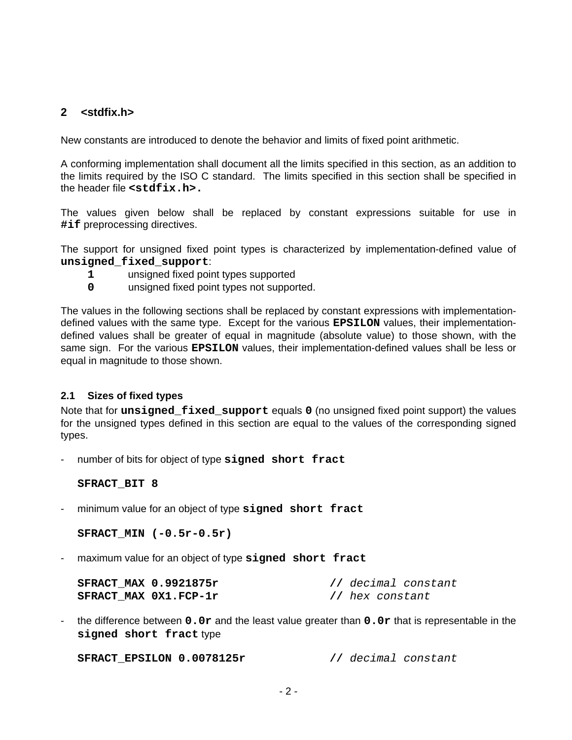## 2 <stdfix.h>

New constants are introduced to denote the behavior and limits of fixed point arithmetic.

A conforming implementation shall document all the limits specified in this section, as an addition to the limits required by the ISO C standard. The limits specified in this section shall be specified in the header file **`<stdfix.h>.`**

The values given below shall be replaced by constant expressions suitable for use in **`#if`** preprocessing directives.

The support for unsigned fixed point types is characterized by implementation-defined value of **`unsigned_fixed_support`**:

- **`1`** unsigned fixed point types supported
- **`0`** unsigned fixed point types not supported.

The values in the following sections shall be replaced by constant expressions with implementation-defined values with the same type. Except for the various **`EPSILON`** values, their implementation-defined values shall be greater of equal in magnitude (absolute value) to those shown, with the same sign. For the various **`EPSILON`** values, their implementation-defined values shall be less or equal in magnitude to those shown.

### 2.1 Sizes of fixed types

Note that for **`unsigned_fixed_support`** equals **`0`** (no unsigned fixed point support) the values for the unsigned types defined in this section are equal to the values of the corresponding signed types.

- number of bits for object of type **`signed short fract`**

```
SFRACT_BIT 8
```

- minimum value for an object of type **`signed short fract`**

```
SFRACT_MIN (-0.5r-0.5r)
```

- maximum value for an object of type **`signed short fract`**

```
SFRACT_MAX 0.9921875r                // decimal constant
SFRACT_MAX 0X1.FCP-1r                // hex constant
```

- the difference between **`0.0r`** and the least value greater than **`0.0r`** that is representable in the **`signed short fract`** type

```
SFRACT_EPSILON 0.0078125r            // decimal constant
```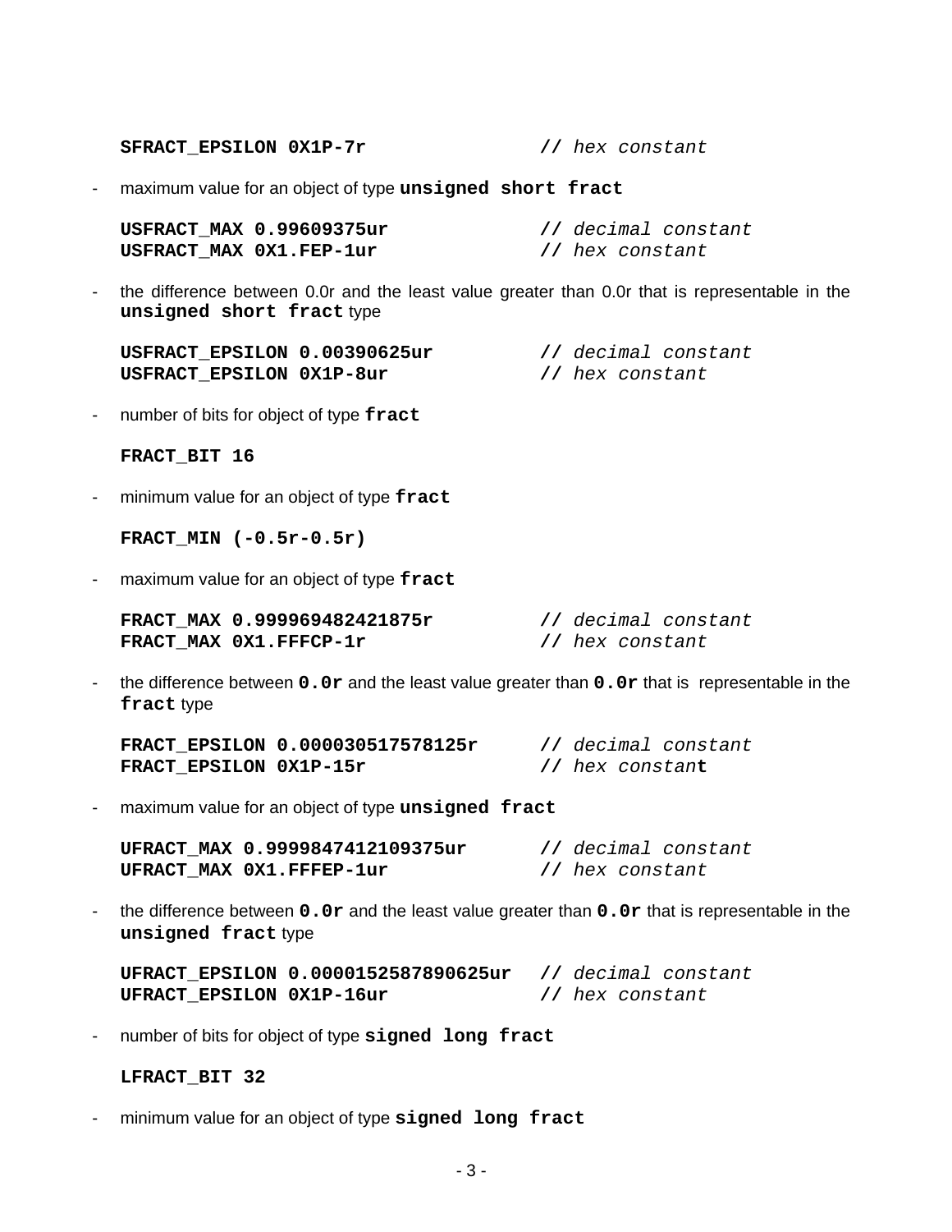```
SFRACT_EPSILON 0X1P-7r               // hex constant
```

- maximum value for an object of type **`unsigned short fract`**

```
USFRACT_MAX 0.99609375ur             // decimal constant
USFRACT_MAX 0X1.FEP-1ur              // hex constant
```

- the difference between 0.0r and the least value greater than 0.0r that is representable in the **`unsigned short fract`** type

```
USFRACT_EPSILON 0.00390625ur         // decimal constant
USFRACT_EPSILON 0X1P-8ur             // hex constant
```

- number of bits for object of type **`fract`**

```
FRACT_BIT 16
```

- minimum value for an object of type **`fract`**

```
FRACT_MIN (-0.5r-0.5r)
```

- maximum value for an object of type **`fract`**

```
FRACT_MAX 0.999969482421875r         // decimal constant
FRACT_MAX 0X1.FFFCP-1r               // hex constant
```

- the difference between **`0.0r`** and the least value greater than **`0.0r`** that is representable in the **`fract`** type

```
FRACT_EPSILON 0.000030517578125r     // decimal constant
FRACT_EPSILON 0X1P-15r               // hex constant
```

- maximum value for an object of type **`unsigned fract`**

```
UFRACT_MAX 0.9999847412109375ur      // decimal constant
UFRACT_MAX 0X1.FFFEP-1ur             // hex constant
```

- the difference between **`0.0r`** and the least value greater than **`0.0r`** that is representable in the **`unsigned fract`** type

```
UFRACT_EPSILON 0.0000152587890625ur  // decimal constant
UFRACT_EPSILON 0X1P-16ur             // hex constant
```

- number of bits for object of type **`signed long fract`**

```
LFRACT_BIT 32
```

- minimum value for an object of type **`signed long fract`**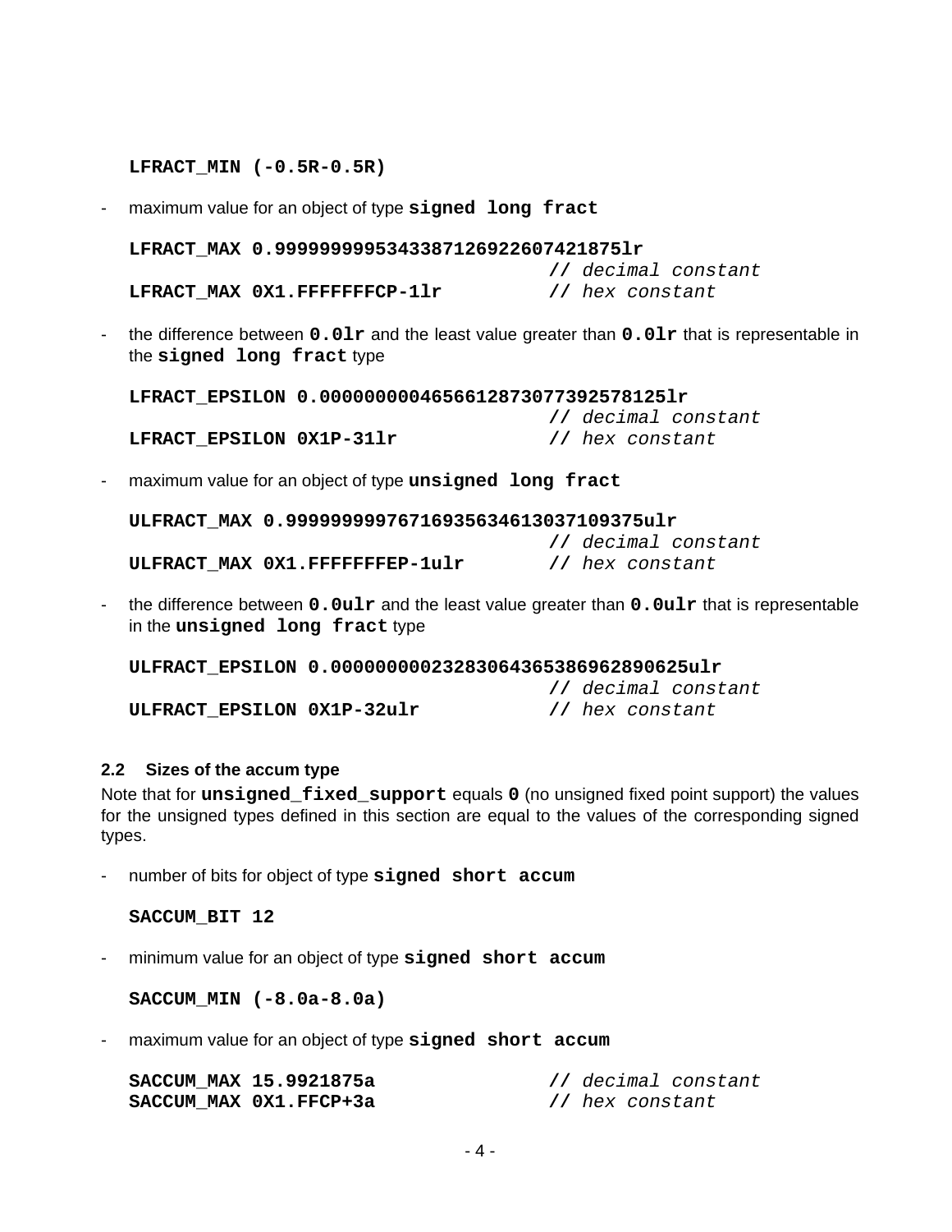```
LFRACT_MIN (-0.5R-0.5R)
```

- maximum value for an object of type **`signed long fract`**

```
LFRACT_MAX 0.9999999995343387126922607421875lr
                                  // decimal constant
LFRACT_MAX 0X1.FFFFFFFCP-1lr      // hex constant
```

- the difference between **`0.0lr`** and the least value greater than **`0.0lr`** that is representable in the **`signed long fract`** type

```
LFRACT_EPSILON 0.0000000004656612873077392578125lr
                                  // decimal constant
LFRACT_EPSILON 0X1P-31lr          // hex constant
```

- maximum value for an object of type **`unsigned long fract`**

```
ULFRACT_MAX 0.99999999976716935634613037109375ulr
                                  // decimal constant
ULFRACT_MAX 0X1.FFFFFFFEP-1ulr    // hex constant
```

- the difference between **`0.0ulr`** and the least value greater than **`0.0ulr`** that is representable in the **`unsigned long fract`** type

```
ULFRACT_EPSILON 0.00000000023283064365386962890625ulr
                                  // decimal constant
ULFRACT_EPSILON 0X1P-32ulr        // hex constant
```

### 2.2 Sizes of the accum type

Note that for **`unsigned_fixed_support`** equals **`0`** (no unsigned fixed point support) the values for the unsigned types defined in this section are equal to the values of the corresponding signed types.

- number of bits for object of type **`signed short accum`**

```
SACCUM_BIT 12
```

- minimum value for an object of type **`signed short accum`**

```
SACCUM_MIN (-8.0a-8.0a)
```

- maximum value for an object of type **`signed short accum`**

```
SACCUM_MAX 15.9921875a            // decimal constant
SACCUM_MAX 0X1.FFCP+3a            // hex constant
```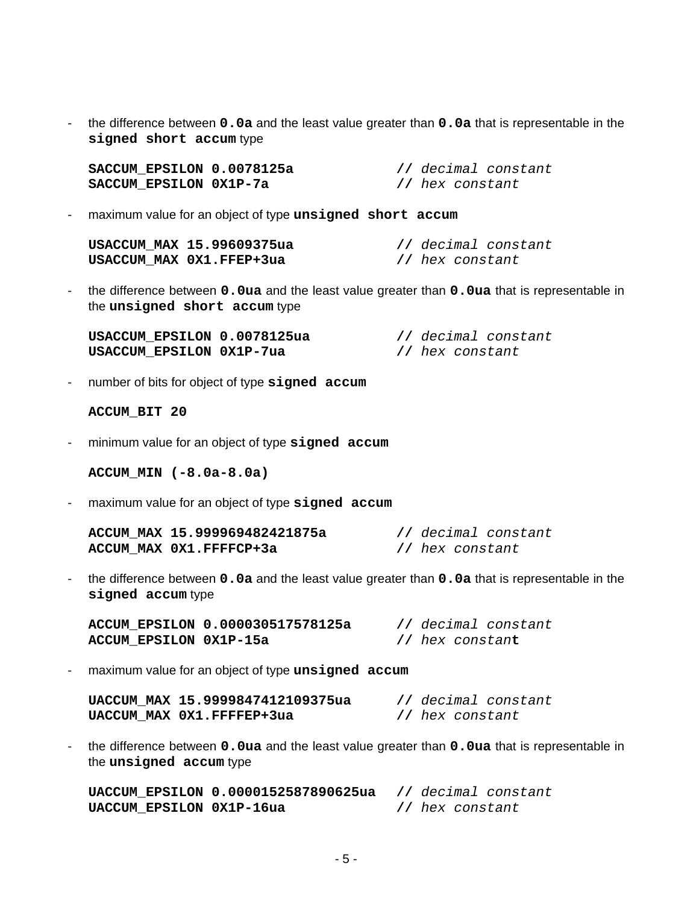- the difference between **`0.0a`** and the least value greater than **`0.0a`** that is representable in the **`signed short accum`** type

```
SACCUM_EPSILON 0.0078125a            // decimal constant
SACCUM_EPSILON 0X1P-7a               // hex constant
```

- maximum value for an object of type **`unsigned short accum`**

```
USACCUM_MAX 15.99609375ua            // decimal constant
USACCUM_MAX 0X1.FFEP+3ua             // hex constant
```

- the difference between **`0.0ua`** and the least value greater than **`0.0ua`** that is representable in the **`unsigned short accum`** type

```
USACCUM_EPSILON 0.0078125ua          // decimal constant
USACCUM_EPSILON 0X1P-7ua             // hex constant
```

- number of bits for object of type **`signed accum`**

```
ACCUM_BIT 20
```

- minimum value for an object of type **`signed accum`**

```
ACCUM_MIN (-8.0a-8.0a)
```

- maximum value for an object of type **`signed accum`**

```
ACCUM_MAX 15.999969482421875a        // decimal constant
ACCUM_MAX 0X1.FFFFCP+3a              // hex constant
```

- the difference between **`0.0a`** and the least value greater than **`0.0a`** that is representable in the **`signed accum`** type

```
ACCUM_EPSILON 0.000030517578125a     // decimal constant
ACCUM_EPSILON 0X1P-15a               // hex constant
```

- maximum value for an object of type **`unsigned accum`**

```
UACCUM_MAX 15.9999847412109375ua     // decimal constant
UACCUM_MAX 0X1.FFFFEP+3ua            // hex constant
```

- the difference between **`0.0ua`** and the least value greater than **`0.0ua`** that is representable in the **`unsigned accum`** type

```
UACCUM_EPSILON 0.0000152587890625ua  // decimal constant
UACCUM_EPSILON 0X1P-16ua             // hex constant
```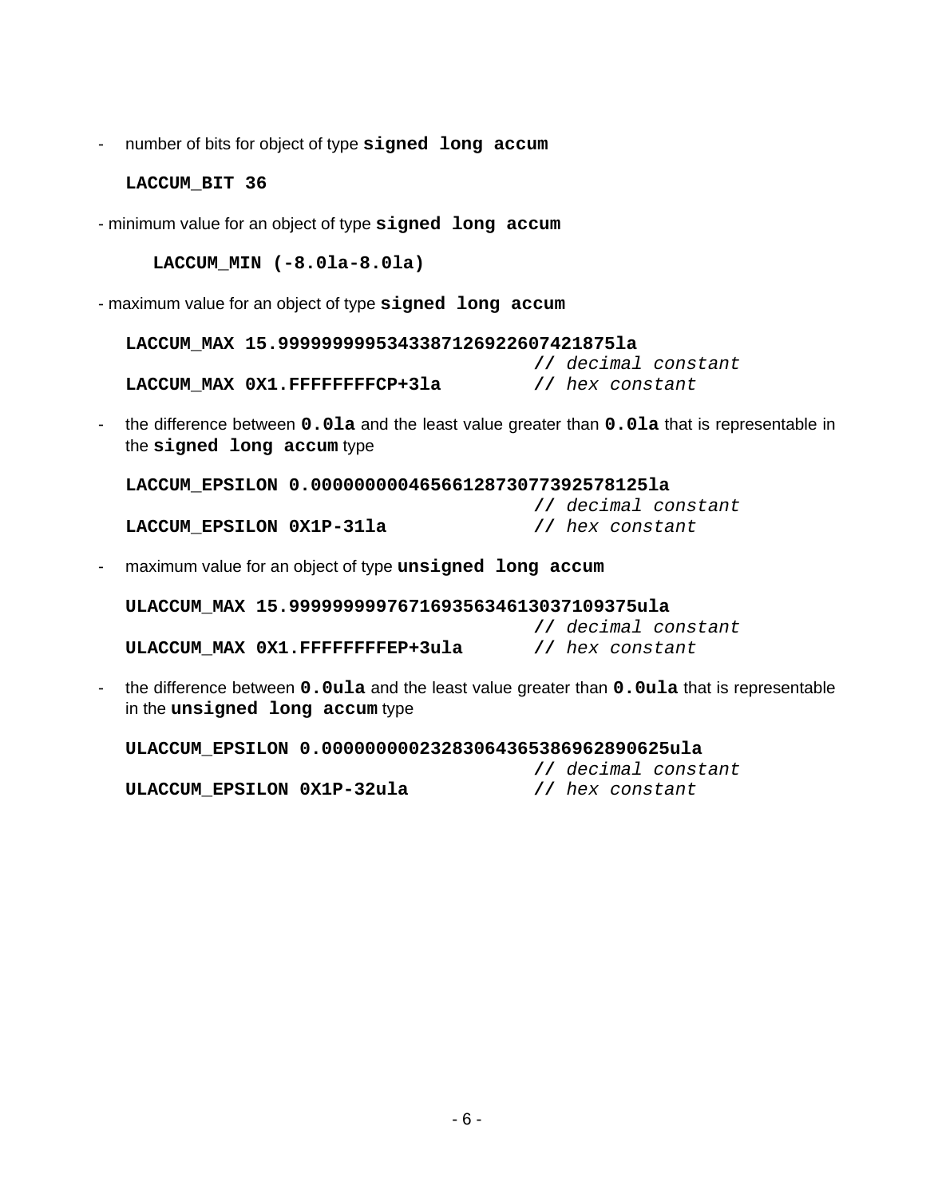- number of bits for object of type **signed long accum**

  ```
  LACCUM_BIT 36
  ```

- minimum value for an object of type **signed long accum**

  ```
  LACCUM_MIN (-8.0la-8.0la)
  ```

- maximum value for an object of type **signed long accum**

  ```
  LACCUM_MAX 15.9999999995343387126922607421875la
                                  // decimal constant
  LACCUM_MAX 0X1.FFFFFFFFCP+3la   // hex constant
  ```

- the difference between **0.0la** and the least value greater than **0.0la** that is representable in the **signed long accum** type

  ```
  LACCUM_EPSILON 0.0000000004656612873077392578125la
                                  // decimal constant
  LACCUM_EPSILON 0X1P-31la        // hex constant
  ```

- maximum value for an object of type **unsigned long accum**

  ```
  ULACCUM_MAX 15.99999999976716935634613037109375ula
                                  // decimal constant
  ULACCUM_MAX 0X1.FFFFFFFFEP+3ula // hex constant
  ```

- the difference between **0.0ula** and the least value greater than **0.0ula** that is representable in the **unsigned long accum** type

  ```
  ULACCUM_EPSILON 0.00000000023283064365386962890625ula
                                  // decimal constant
  ULACCUM_EPSILON 0X1P-32ula      // hex constant
  ```